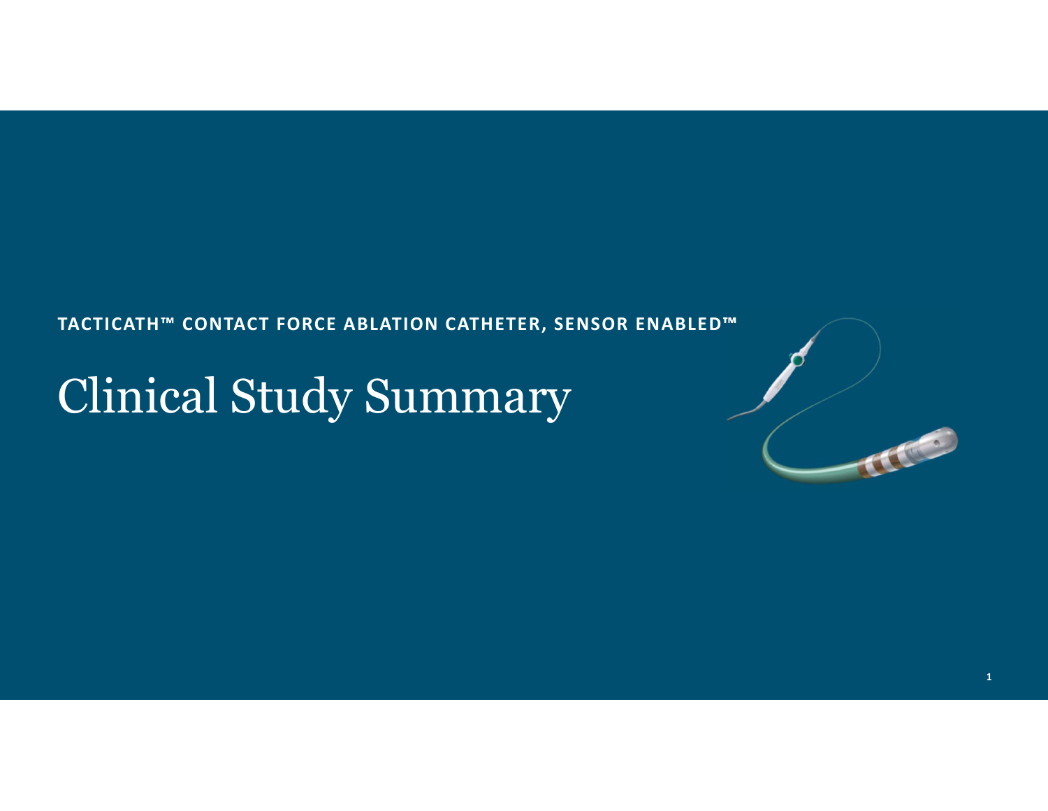**TACTICATH™ CONTACT FORCE ABLATION CATHETER, SENSOR ENABLED™**

# Clinical Study Summary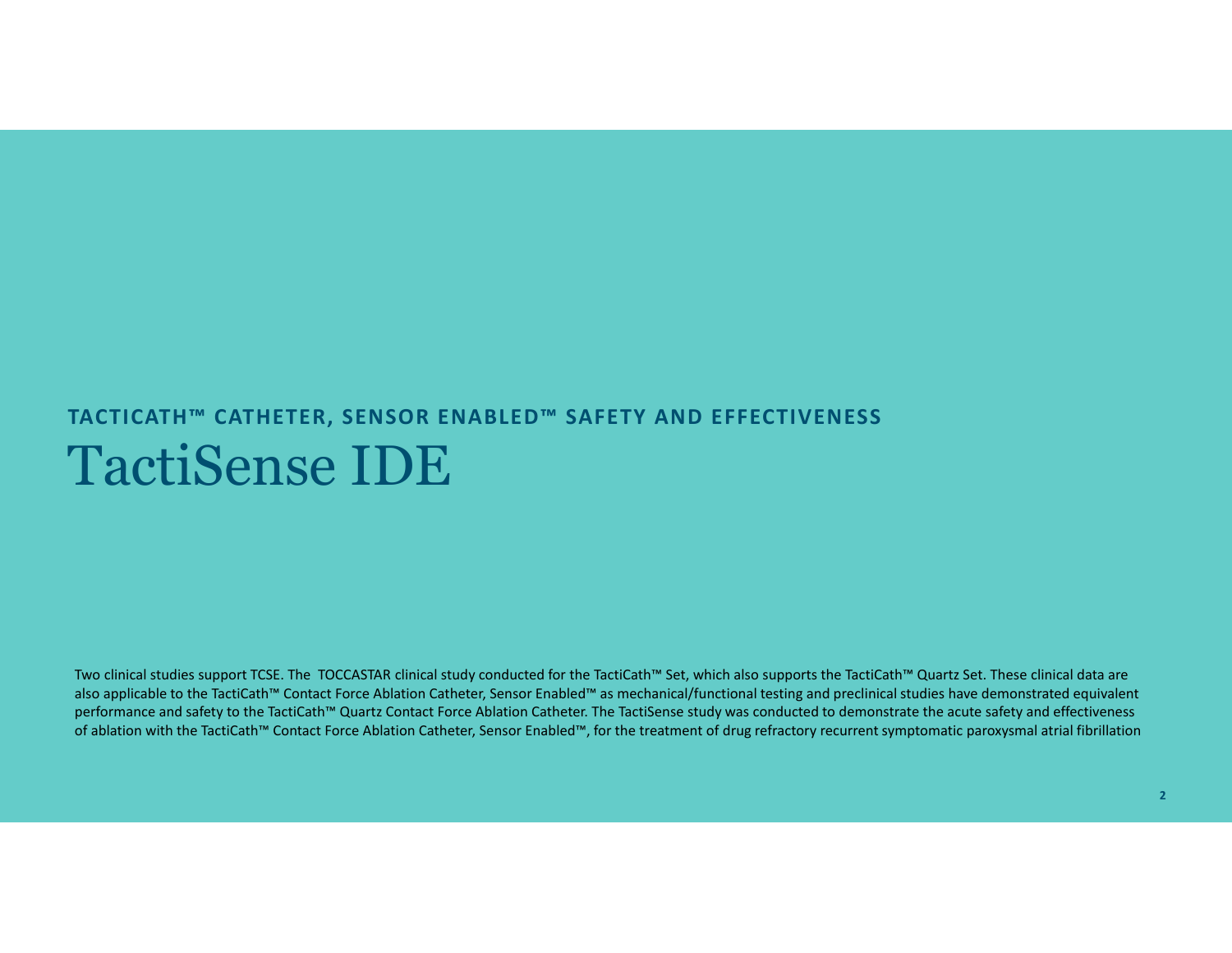### TACTICATH™ CATHETER, SENSOR ENABLED™ SAFETY AND EFFECTIVENESS

# TactiSense IDE

Two clinical studies support TCSE. The TOCCASTAR clinical study conducted for the TactiCath™ Set, which also supports the TactiCath™ Quartz Set. These clinical data are also applicable to the TactiCath™ Contact Force Ablation Catheter, Sensor Enabled™ as mechanical/functional testing and preclinical studies have demonstrated equivalent performance and safety to the TactiCath™ Quartz Contact Force Ablation Catheter. The TactiSense study was conducted to demonstrate the acute safety and effectiveness of ablation with the TactiCath™ Contact Force Ablation Catheter, Sensor Enabled™, for the treatment of drug refractory recurrent symptomatic paroxysmal atrial fibrillation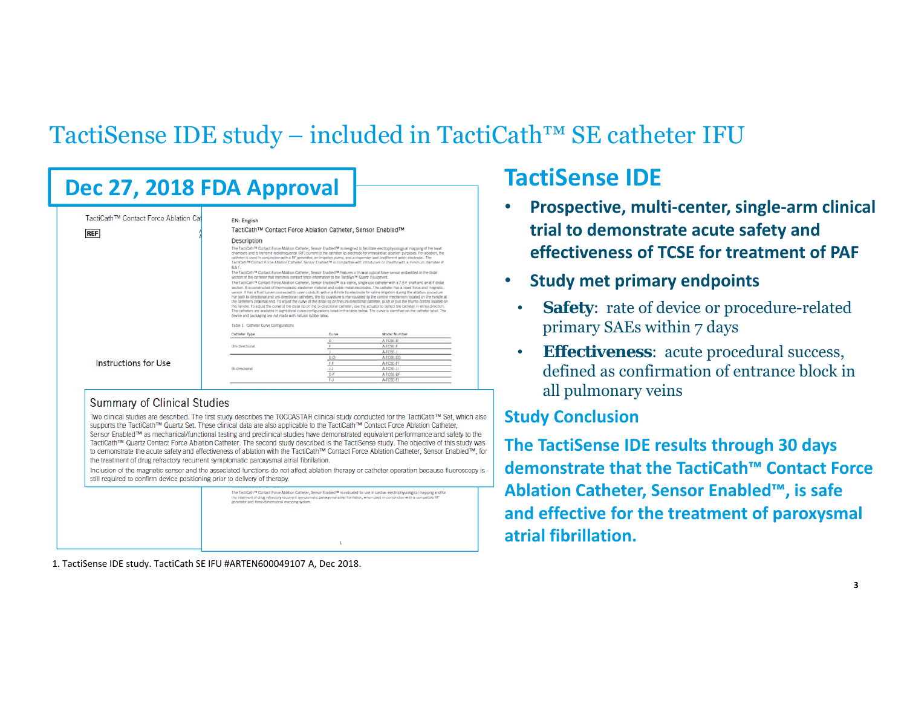# TactiSense IDE study – included in TactiCath™ SE catheter IFU

**Dec 27, 2018 FDA Approval**

TactiCath™ Contact Force Ablation Cat

REF

Instructions for Use

EN: English

TactiCath™ Contact Force Ablation Catheter, Sensor Enabled™

Description

Table 1. Catheter Curve Configurations

| Catheter Type | Curve | Model Number |
|---|---|---|
| Uni-directional | D | A-TCSE-D |
| | F | A-TCSE-F |
| | J | A-TCSE-J |
| Bi-directional | D-D | A-TCSE-DD |
| | F-F | A-TCSE-FF |
| | J-J | A-TCSE-JJ |
| | D-F | A-TCSE-DF |
| | F-J | A-TCSE-FJ |

### Summary of Clinical Studies

Two clinical studies are described. The first study describes the TOCCASTAR clinical study conducted for the TactiCath™ Set, which also supports the TactiCath™ Quartz Set. These clinical data are also applicable to the TactiCath™ Contact Force Ablation Catheter, Sensor Enabled™ as mechanical/functional testing and preclinical studies have demonstrated equivalent performance and safety to the TactiCath™ Quartz Contact Force Ablation Catheter. The second study described is the TactiSense study. The objective of this study was to demonstrate the acute safety and effectiveness of ablation with the TactiCath™ Contact Force Ablation Catheter, Sensor Enabled™, for the treatment of drug refractory recurrent symptomatic paroxysmal atrial fibrillation.

Inclusion of the magnetic sensor and the associated functions do not affect ablation therapy or catheter operation because fluoroscopy is still required to confirm device positioning prior to delivery of therapy.

The TactiCath™ Contact Force Ablation Catheter, Sensor Enabled™ is indicated for use in cardiac electrophysiological mapping and for the treatment of drug refractory recurrent symptomatic paroxysmal atrial fibrillation, when used in conjunction with a compatible RF generator and three-dimensional mapping system.

## TactiSense IDE

- **Prospective, multi-center, single-arm clinical trial to demonstrate acute safety and effectiveness of TCSE for treatment of PAF**
- **Study met primary endpoints**
  - **Safety**: rate of device or procedure-related primary SAEs within 7 days
  - **Effectiveness**: acute procedural success, defined as confirmation of entrance block in all pulmonary veins

### Study Conclusion

**The TactiSense IDE results through 30 days demonstrate that the TactiCath™ Contact Force Ablation Catheter, Sensor Enabled™, is safe and effective for the treatment of paroxysmal atrial fibrillation.**

1. TactiSense IDE study. TactiCath SE IFU #ARTEN600049107 A, Dec 2018.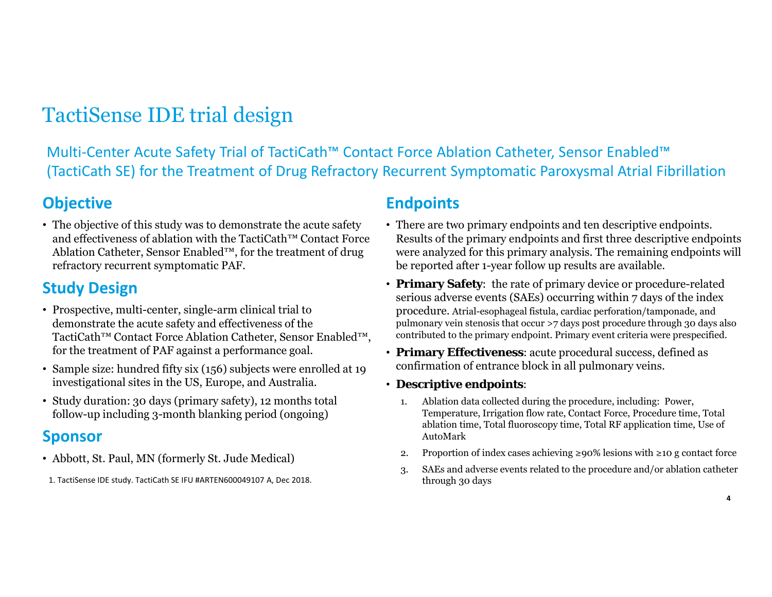# TactiSense IDE trial design

## Multi-Center Acute Safety Trial of TactiCath™ Contact Force Ablation Catheter, Sensor Enabled™ (TactiCath SE) for the Treatment of Drug Refractory Recurrent Symptomatic Paroxysmal Atrial Fibrillation

### Objective

- The objective of this study was to demonstrate the acute safety and effectiveness of ablation with the TactiCath™ Contact Force Ablation Catheter, Sensor Enabled™, for the treatment of drug refractory recurrent symptomatic PAF.

### Study Design

- Prospective, multi-center, single-arm clinical trial to demonstrate the acute safety and effectiveness of the TactiCath™ Contact Force Ablation Catheter, Sensor Enabled™, for the treatment of PAF against a performance goal.
- Sample size: hundred fifty six (156) subjects were enrolled at 19 investigational sites in the US, Europe, and Australia.
- Study duration: 30 days (primary safety), 12 months total follow-up including 3-month blanking period (ongoing)

### Sponsor

- Abbott, St. Paul, MN (formerly St. Jude Medical)

1. TactiSense IDE study. TactiCath SE IFU #ARTEN600049107 A, Dec 2018.

### Endpoints

- There are two primary endpoints and ten descriptive endpoints. Results of the primary endpoints and first three descriptive endpoints were analyzed for this primary analysis. The remaining endpoints will be reported after 1-year follow up results are available.
- **Primary Safety**: the rate of primary device or procedure-related serious adverse events (SAEs) occurring within 7 days of the index procedure. Atrial-esophageal fistula, cardiac perforation/tamponade, and pulmonary vein stenosis that occur >7 days post procedure through 30 days also contributed to the primary endpoint. Primary event criteria were prespecified.
- **Primary Effectiveness**: acute procedural success, defined as confirmation of entrance block in all pulmonary veins.
- **Descriptive endpoints**:
  1. Ablation data collected during the procedure, including: Power, Temperature, Irrigation flow rate, Contact Force, Procedure time, Total ablation time, Total fluoroscopy time, Total RF application time, Use of AutoMark
  2. Proportion of index cases achieving ≥90% lesions with ≥10 g contact force
  3. SAEs and adverse events related to the procedure and/or ablation catheter through 30 days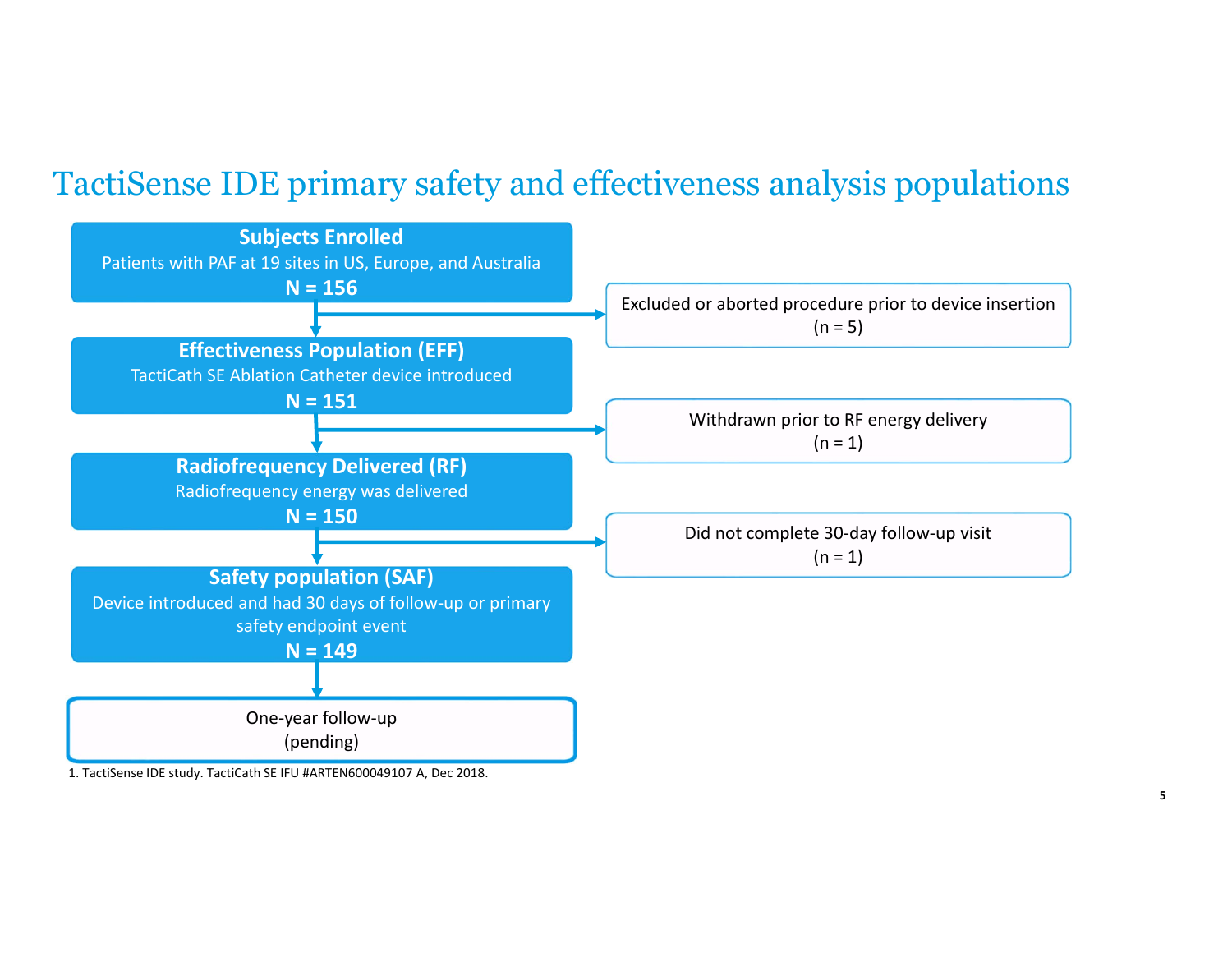# TactiSense IDE primary safety and effectiveness analysis populations

**Subjects Enrolled**
Patients with PAF at 19 sites in US, Europe, and Australia
**N = 156**

Excluded or aborted procedure prior to device insertion
(n = 5)

**Effectiveness Population (EFF)**
TactiCath SE Ablation Catheter device introduced
**N = 151**

Withdrawn prior to RF energy delivery
(n = 1)

**Radiofrequency Delivered (RF)**
Radiofrequency energy was delivered
**N = 150**

Did not complete 30-day follow-up visit
(n = 1)

**Safety population (SAF)**
Device introduced and had 30 days of follow-up or primary safety endpoint event
**N = 149**

One-year follow-up
(pending)

1. TactiSense IDE study. TactiCath SE IFU #ARTEN600049107 A, Dec 2018.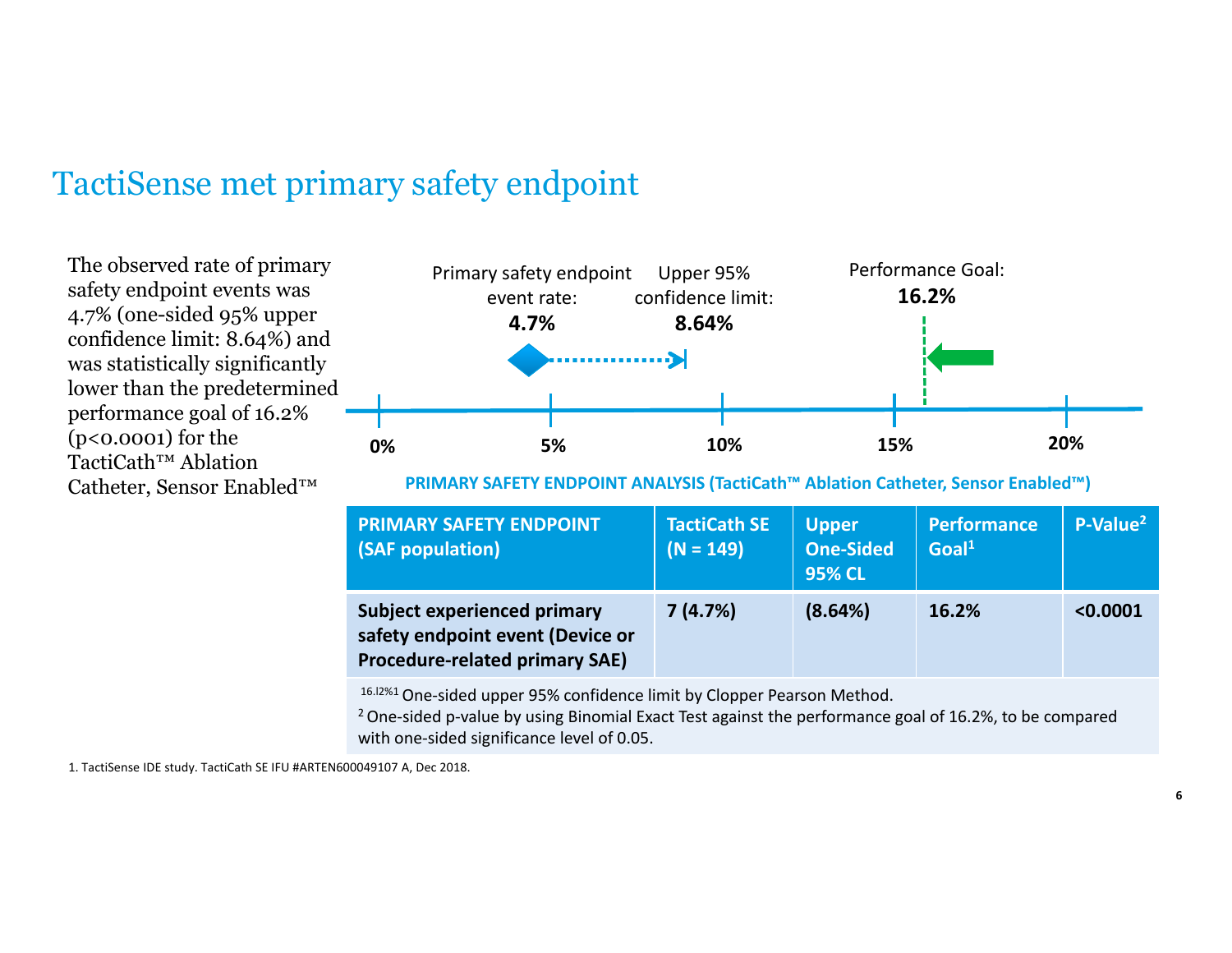# TactiSense met primary safety endpoint

The observed rate of primary safety endpoint events was 4.7% (one-sided 95% upper confidence limit: 8.64%) and was statistically significantly lower than the predetermined performance goal of 16.2% (p<0.0001) for the TactiCath™ Ablation Catheter, Sensor Enabled™

Primary safety endpoint event rate: **4.7%**

Upper 95% confidence limit: **8.64%**

Performance Goal: **16.2%**

0% 5% 10% 15% 20%

**PRIMARY SAFETY ENDPOINT ANALYSIS (TactiCath™ Ablation Catheter, Sensor Enabled™)**

| PRIMARY SAFETY ENDPOINT (SAF population) | TactiCath SE (N = 149) | Upper One-Sided 95% CL | Performance Goal[1] | P-Value[2] |
|---|---|---|---|---|
| **Subject experienced primary safety endpoint event (Device or Procedure-related primary SAE)** | **7 (4.7%)** | **(8.64%)** | **16.2%** | **<0.0001** |

16.!2%1 One-sided upper 95% confidence limit by Clopper Pearson Method.

2 One-sided p-value by using Binomial Exact Test against the performance goal of 16.2%, to be compared with one-sided significance level of 0.05.

1. TactiSense IDE study. TactiCath SE IFU #ARTEN600049107 A, Dec 2018.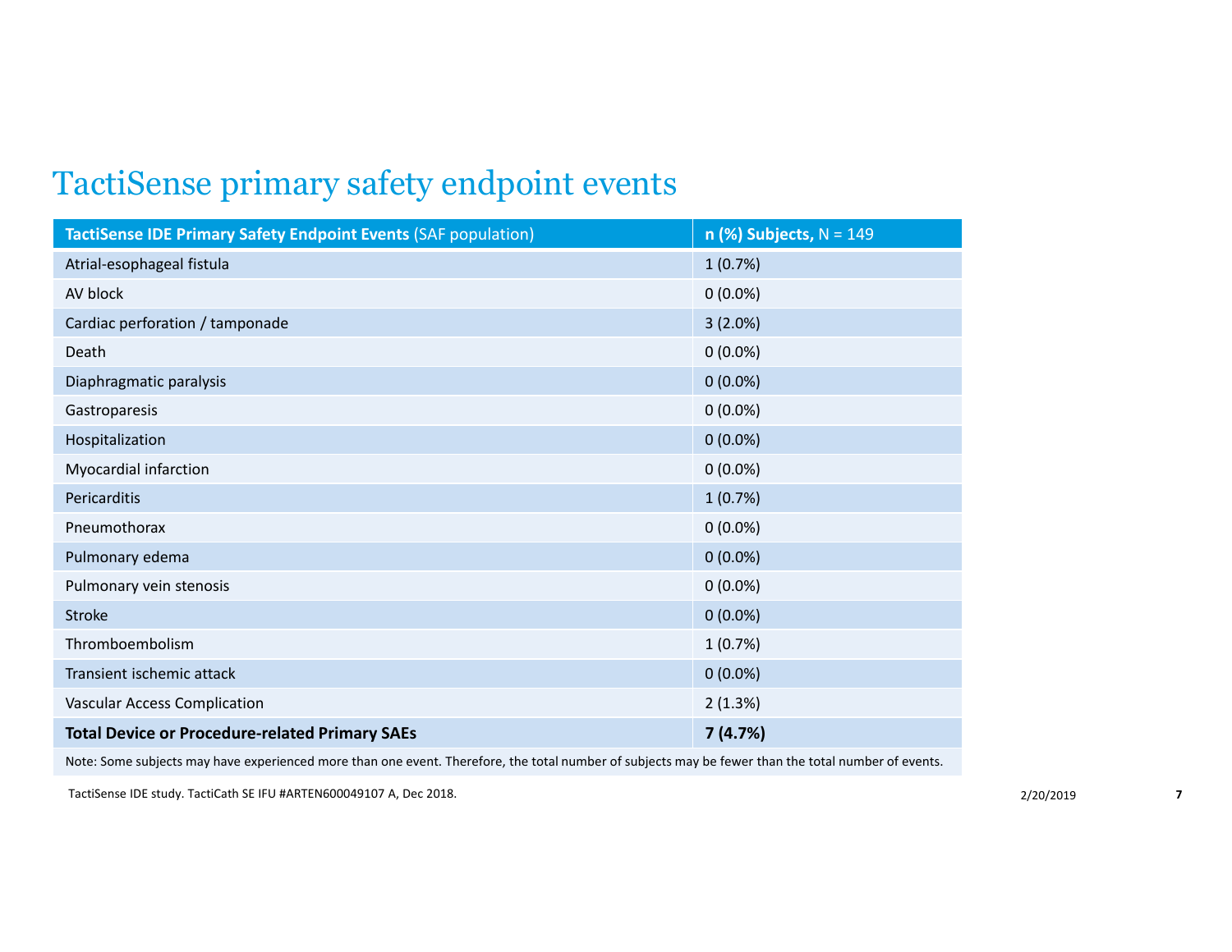# TactiSense primary safety endpoint events

| **TactiSense IDE Primary Safety Endpoint Events** (SAF population) | **n (%) Subjects,** N = 149 |
| --- | --- |
| Atrial-esophageal fistula | 1 (0.7%) |
| AV block | 0 (0.0%) |
| Cardiac perforation / tamponade | 3 (2.0%) |
| Death | 0 (0.0%) |
| Diaphragmatic paralysis | 0 (0.0%) |
| Gastroparesis | 0 (0.0%) |
| Hospitalization | 0 (0.0%) |
| Myocardial infarction | 0 (0.0%) |
| Pericarditis | 1 (0.7%) |
| Pneumothorax | 0 (0.0%) |
| Pulmonary edema | 0 (0.0%) |
| Pulmonary vein stenosis | 0 (0.0%) |
| Stroke | 0 (0.0%) |
| Thromboembolism | 1 (0.7%) |
| Transient ischemic attack | 0 (0.0%) |
| Vascular Access Complication | 2 (1.3%) |
| **Total Device or Procedure-related Primary SAEs** | **7 (4.7%)** |

Note: Some subjects may have experienced more than one event. Therefore, the total number of subjects may be fewer than the total number of events.

TactiSense IDE study. TactiCath SE IFU #ARTEN600049107 A, Dec 2018.

2/20/2019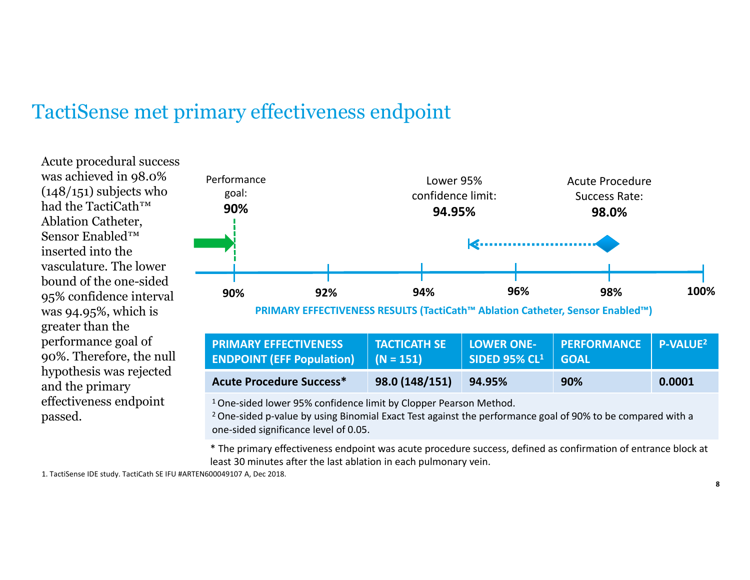# TactiSense met primary effectiveness endpoint

Acute procedural success was achieved in 98.0% (148/151) subjects who had the TactiCath™ Ablation Catheter, Sensor Enabled™ inserted into the vasculature. The lower bound of the one-sided 95% confidence interval was 94.95%, which is greater than the performance goal of 90%. Therefore, the null hypothesis was rejected and the primary effectiveness endpoint passed.

Performance goal: **90%**

Lower 95% confidence limit: **94.95%**

Acute Procedure Success Rate: **98.0%**

**90% 92% 94% 96% 98% 100%**

**PRIMARY EFFECTIVENESS RESULTS (TactiCath™ Ablation Catheter, Sensor Enabled™)**

| PRIMARY EFFECTIVENESS ENDPOINT (EFF Population) | TACTICATH SE (N = 151) | LOWER ONE-SIDED 95% CL[1] | PERFORMANCE GOAL | P-VALUE[2] |
|---|---|---|---|---|
| **Acute Procedure Success*** | **98.0 (148/151)** | **94.95%** | **90%** | **0.0001** |

[1] One-sided lower 95% confidence limit by Clopper Pearson Method.

[2] One-sided p-value by using Binomial Exact Test against the performance goal of 90% to be compared with a one-sided significance level of 0.05.

* The primary effectiveness endpoint was acute procedure success, defined as confirmation of entrance block at least 30 minutes after the last ablation in each pulmonary vein.

1. TactiSense IDE study. TactiCath SE IFU #ARTEN600049107 A, Dec 2018.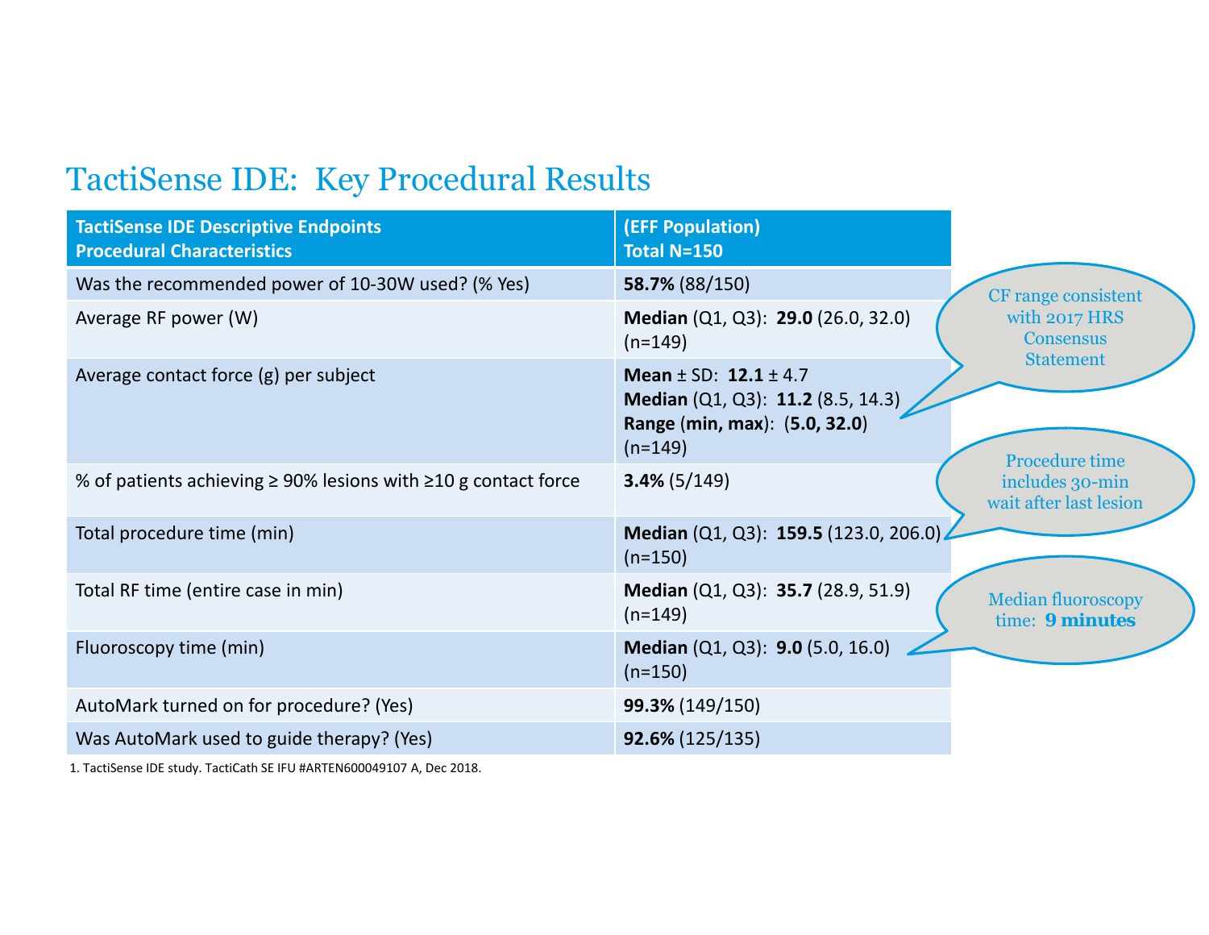# TactiSense IDE: Key Procedural Results

| TactiSense IDE Descriptive Endpoints<br>Procedural Characteristics | (EFF Population)<br>Total N=150 |
|---|---|
| Was the recommended power of 10-30W used? (% Yes) | **58.7%** (88/150) |
| Average RF power (W) | **Median** (Q1, Q3): **29.0** (26.0, 32.0) (n=149) |
| Average contact force (g) per subject | **Mean** ± SD: **12.1** ± 4.7<br>**Median** (Q1, Q3): **11.2** (8.5, 14.3)<br>**Range** (**min, max**): (**5.0, 32.0**)<br>(n=149) |
| % of patients achieving ≥ 90% lesions with ≥10 g contact force | **3.4%** (5/149) |
| Total procedure time (min) | **Median** (Q1, Q3): **159.5** (123.0, 206.0) (n=150) |
| Total RF time (entire case in min) | **Median** (Q1, Q3): **35.7** (28.9, 51.9) (n=149) |
| Fluoroscopy time (min) | **Median** (Q1, Q3): **9.0** (5.0, 16.0) (n=150) |
| AutoMark turned on for procedure? (Yes) | **99.3%** (149/150) |
| Was AutoMark used to guide therapy? (Yes) | **92.6%** (125/135) |

CF range consistent with 2017 HRS Consensus Statement

Procedure time includes 30-min wait after last lesion

Median fluoroscopy time: **9 minutes**

1. TactiSense IDE study. TactiCath SE IFU #ARTEN600049107 A, Dec 2018.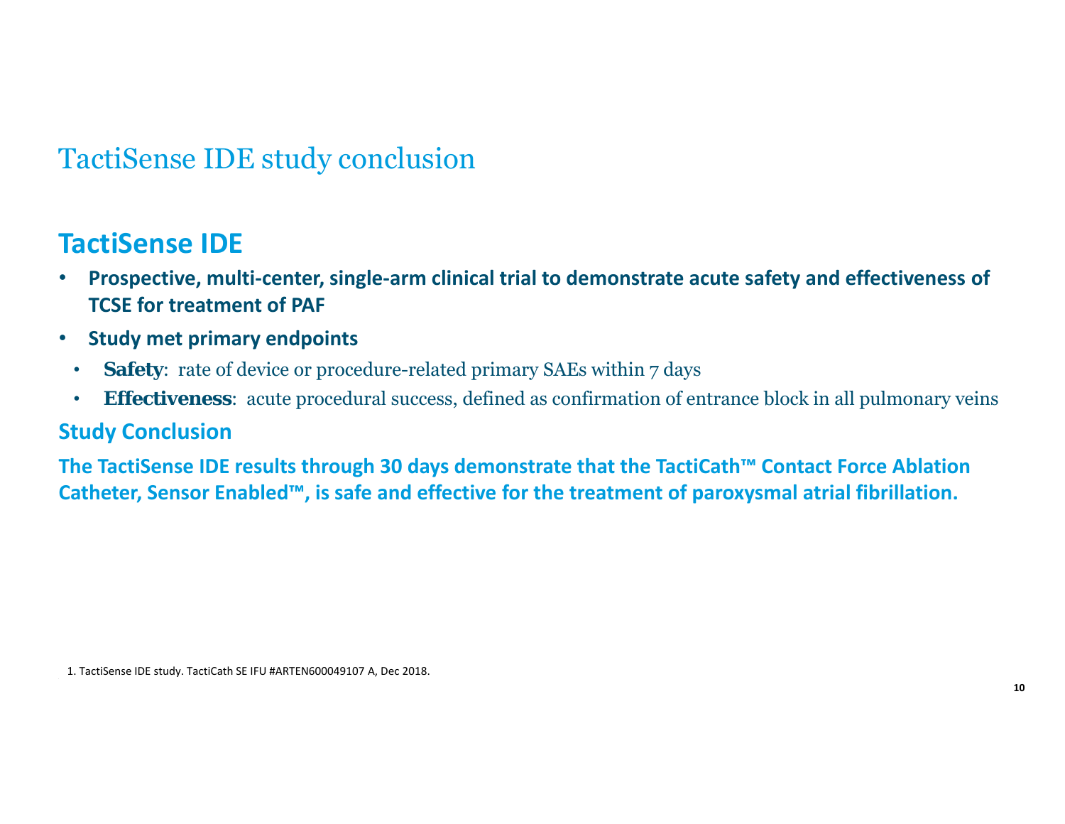# TactiSense IDE study conclusion

## TactiSense IDE

- **Prospective, multi-center, single-arm clinical trial to demonstrate acute safety and effectiveness of TCSE for treatment of PAF**
- **Study met primary endpoints**
  - **Safety**: rate of device or procedure-related primary SAEs within 7 days
  - **Effectiveness**: acute procedural success, defined as confirmation of entrance block in all pulmonary veins

### Study Conclusion

**The TactiSense IDE results through 30 days demonstrate that the TactiCath™ Contact Force Ablation Catheter, Sensor Enabled™, is safe and effective for the treatment of paroxysmal atrial fibrillation.**

1. TactiSense IDE study. TactiCath SE IFU #ARTEN600049107 A, Dec 2018.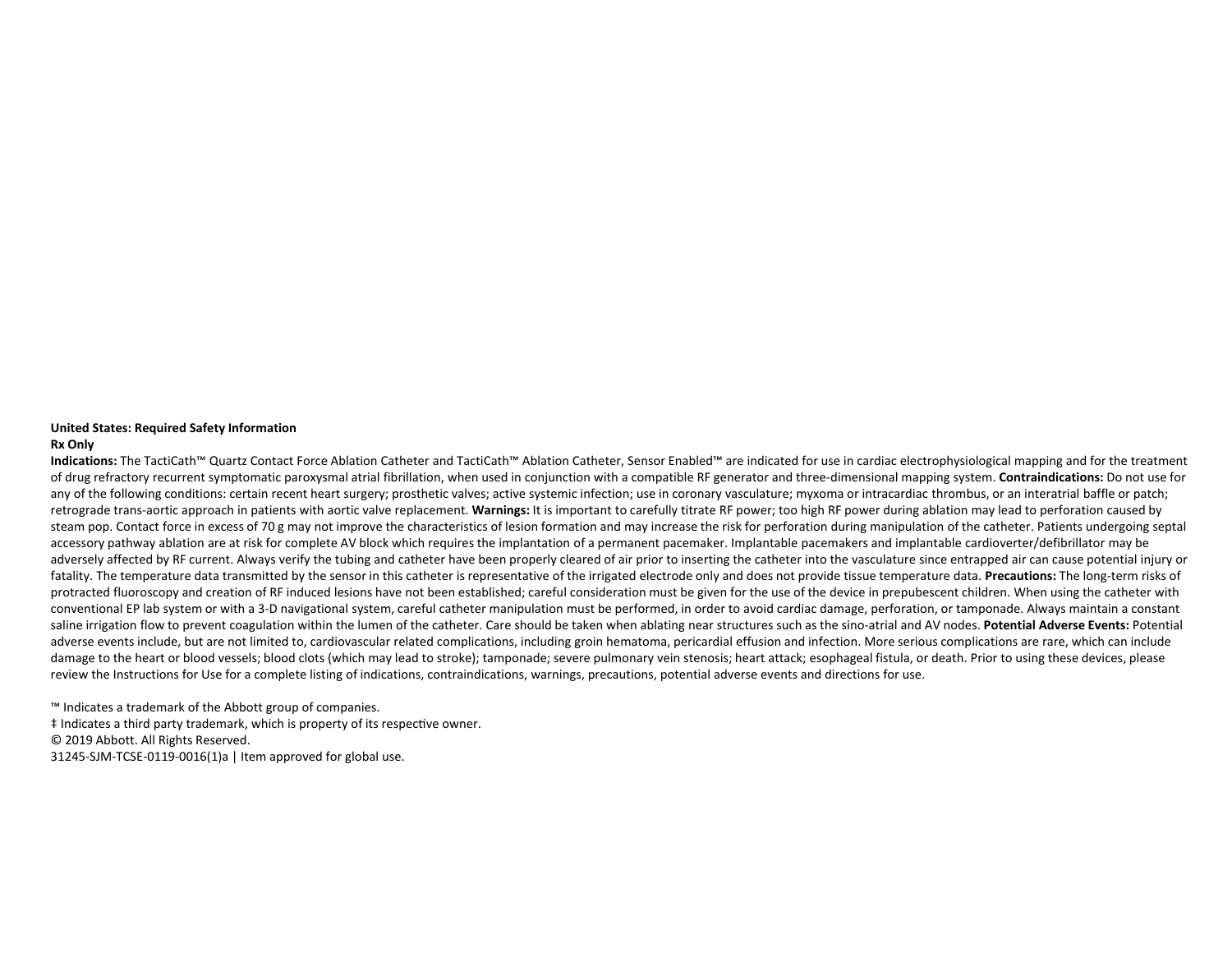**United States: Required Safety Information**
**Rx Only**

**Indications:** The TactiCath™ Quartz Contact Force Ablation Catheter and TactiCath™ Ablation Catheter, Sensor Enabled™ are indicated for use in cardiac electrophysiological mapping and for the treatment of drug refractory recurrent symptomatic paroxysmal atrial fibrillation, when used in conjunction with a compatible RF generator and three-dimensional mapping system. **Contraindications:** Do not use for any of the following conditions: certain recent heart surgery; prosthetic valves; active systemic infection; use in coronary vasculature; myxoma or intracardiac thrombus, or an interatrial baffle or patch; retrograde trans-aortic approach in patients with aortic valve replacement. **Warnings:** It is important to carefully titrate RF power; too high RF power during ablation may lead to perforation caused by steam pop. Contact force in excess of 70 g may not improve the characteristics of lesion formation and may increase the risk for perforation during manipulation of the catheter. Patients undergoing septal accessory pathway ablation are at risk for complete AV block which requires the implantation of a permanent pacemaker. Implantable pacemakers and implantable cardioverter/defibrillator may be adversely affected by RF current. Always verify the tubing and catheter have been properly cleared of air prior to inserting the catheter into the vasculature since entrapped air can cause potential injury or fatality. The temperature data transmitted by the sensor in this catheter is representative of the irrigated electrode only and does not provide tissue temperature data. **Precautions:** The long-term risks of protracted fluoroscopy and creation of RF induced lesions have not been established; careful consideration must be given for the use of the device in prepubescent children. When using the catheter with conventional EP lab system or with a 3-D navigational system, careful catheter manipulation must be performed, in order to avoid cardiac damage, perforation, or tamponade. Always maintain a constant saline irrigation flow to prevent coagulation within the lumen of the catheter. Care should be taken when ablating near structures such as the sino-atrial and AV nodes. **Potential Adverse Events:** Potential adverse events include, but are not limited to, cardiovascular related complications, including groin hematoma, pericardial effusion and infection. More serious complications are rare, which can include damage to the heart or blood vessels; blood clots (which may lead to stroke); tamponade; severe pulmonary vein stenosis; heart attack; esophageal fistula, or death. Prior to using these devices, please review the Instructions for Use for a complete listing of indications, contraindications, warnings, precautions, potential adverse events and directions for use.

™ Indicates a trademark of the Abbott group of companies.
‡ Indicates a third party trademark, which is property of its respective owner.
© 2019 Abbott. All Rights Reserved.
31245-SJM-TCSE-0119-0016(1)a | Item approved for global use.